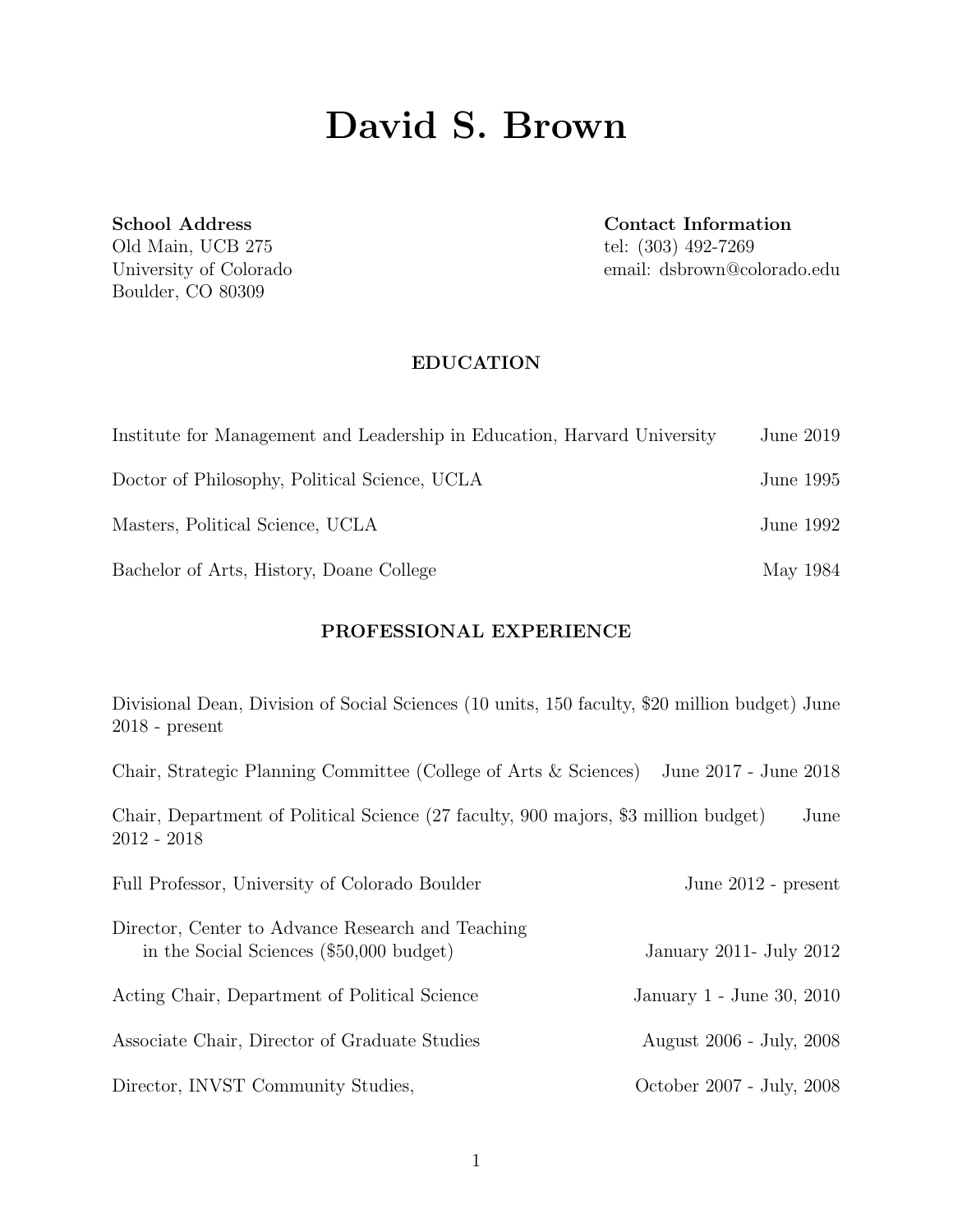# David S. Brown

**School Address**
Old Main, UCB 275
University of Colorado
Boulder, CO 80309

**Contact Information**
tel: (303) 492-7269
email: dsbrown@colorado.edu

## EDUCATION

Institute for Management and Leadership in Education, Harvard University — June 2019

Doctor of Philosophy, Political Science, UCLA — June 1995

Masters, Political Science, UCLA — June 1992

Bachelor of Arts, History, Doane College — May 1984

## PROFESSIONAL EXPERIENCE

Divisional Dean, Division of Social Sciences (10 units, 150 faculty, $20 million budget) June 2018 - present

Chair, Strategic Planning Committee (College of Arts & Sciences) — June 2017 - June 2018

Chair, Department of Political Science (27 faculty, 900 majors, $3 million budget) June 2012 - 2018

Full Professor, University of Colorado Boulder — June 2012 - present

Director, Center to Advance Research and Teaching in the Social Sciences ($50,000 budget) — January 2011- July 2012

Acting Chair, Department of Political Science — January 1 - June 30, 2010

Associate Chair, Director of Graduate Studies — August 2006 - July, 2008

Director, INVST Community Studies, — October 2007 - July, 2008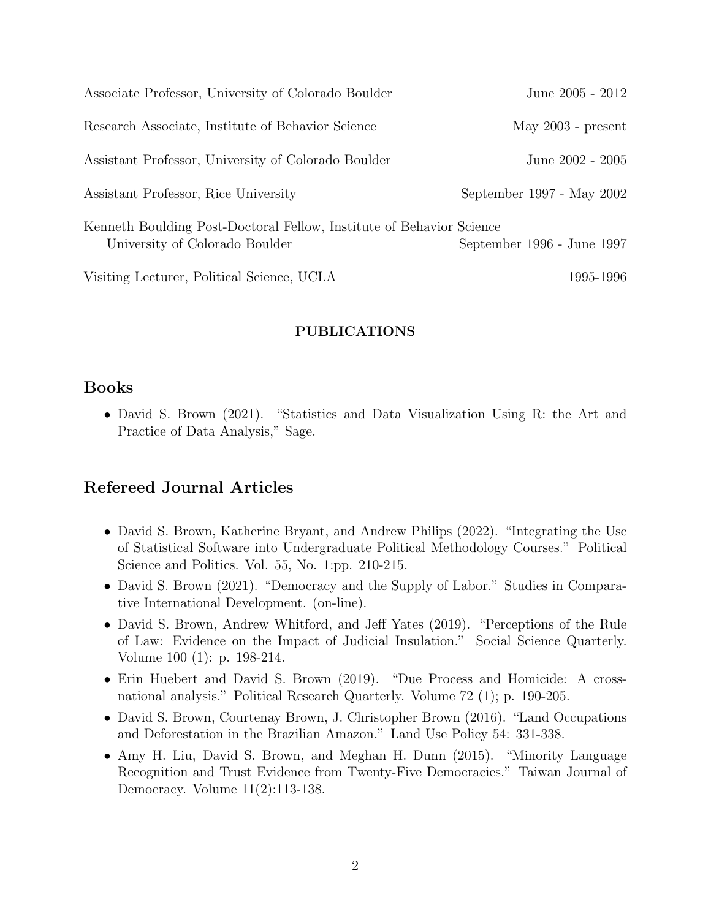Associate Professor, University of Colorado Boulder — June 2005 - 2012

Research Associate, Institute of Behavior Science — May 2003 - present

Assistant Professor, University of Colorado Boulder — June 2002 - 2005

Assistant Professor, Rice University — September 1997 - May 2002

Kenneth Boulding Post-Doctoral Fellow, Institute of Behavior Science
University of Colorado Boulder — September 1996 - June 1997

Visiting Lecturer, Political Science, UCLA — 1995-1996

**PUBLICATIONS**

## Books

- David S. Brown (2021). "Statistics and Data Visualization Using R: the Art and Practice of Data Analysis," Sage.

## Refereed Journal Articles

- David S. Brown, Katherine Bryant, and Andrew Philips (2022). "Integrating the Use of Statistical Software into Undergraduate Political Methodology Courses." Political Science and Politics. Vol. 55, No. 1:pp. 210-215.
- David S. Brown (2021). "Democracy and the Supply of Labor." Studies in Comparative International Development. (on-line).
- David S. Brown, Andrew Whitford, and Jeff Yates (2019). "Perceptions of the Rule of Law: Evidence on the Impact of Judicial Insulation." Social Science Quarterly. Volume 100 (1): p. 198-214.
- Erin Huebert and David S. Brown (2019). "Due Process and Homicide: A cross-national analysis." Political Research Quarterly. Volume 72 (1); p. 190-205.
- David S. Brown, Courtenay Brown, J. Christopher Brown (2016). "Land Occupations and Deforestation in the Brazilian Amazon." Land Use Policy 54: 331-338.
- Amy H. Liu, David S. Brown, and Meghan H. Dunn (2015). "Minority Language Recognition and Trust Evidence from Twenty-Five Democracies." Taiwan Journal of Democracy. Volume 11(2):113-138.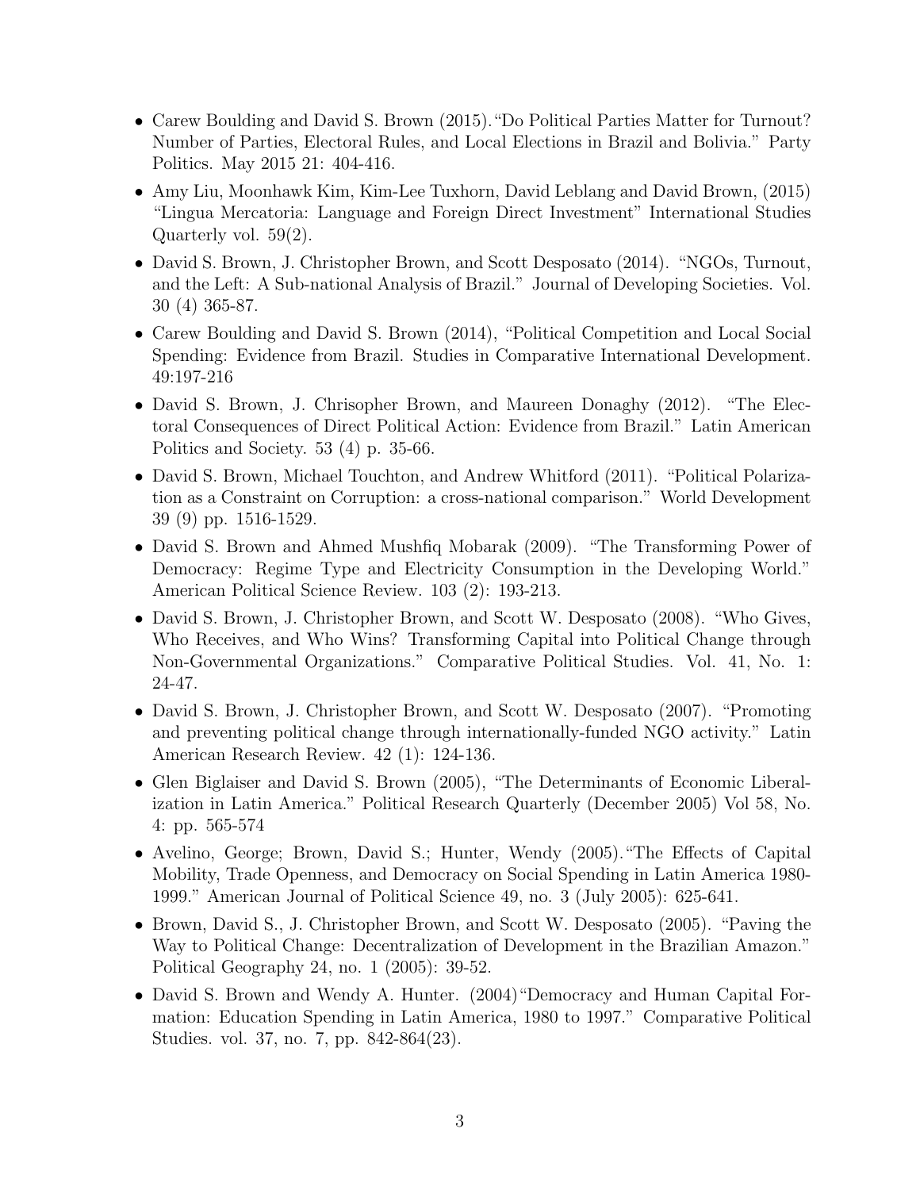- Carew Boulding and David S. Brown (2015). "Do Political Parties Matter for Turnout? Number of Parties, Electoral Rules, and Local Elections in Brazil and Bolivia." Party Politics. May 2015 21: 404-416.
- Amy Liu, Moonhawk Kim, Kim-Lee Tuxhorn, David Leblang and David Brown, (2015) "Lingua Mercatoria: Language and Foreign Direct Investment" International Studies Quarterly vol. 59(2).
- David S. Brown, J. Christopher Brown, and Scott Desposato (2014). "NGOs, Turnout, and the Left: A Sub-national Analysis of Brazil." Journal of Developing Societies. Vol. 30 (4) 365-87.
- Carew Boulding and David S. Brown (2014), "Political Competition and Local Social Spending: Evidence from Brazil. Studies in Comparative International Development. 49:197-216
- David S. Brown, J. Chrisopher Brown, and Maureen Donaghy (2012). "The Electoral Consequences of Direct Political Action: Evidence from Brazil." Latin American Politics and Society. 53 (4) p. 35-66.
- David S. Brown, Michael Touchton, and Andrew Whitford (2011). "Political Polarization as a Constraint on Corruption: a cross-national comparison." World Development 39 (9) pp. 1516-1529.
- David S. Brown and Ahmed Mushfiq Mobarak (2009). "The Transforming Power of Democracy: Regime Type and Electricity Consumption in the Developing World." American Political Science Review. 103 (2): 193-213.
- David S. Brown, J. Christopher Brown, and Scott W. Desposato (2008). "Who Gives, Who Receives, and Who Wins? Transforming Capital into Political Change through Non-Governmental Organizations." Comparative Political Studies. Vol. 41, No. 1: 24-47.
- David S. Brown, J. Christopher Brown, and Scott W. Desposato (2007). "Promoting and preventing political change through internationally-funded NGO activity." Latin American Research Review. 42 (1): 124-136.
- Glen Biglaiser and David S. Brown (2005), "The Determinants of Economic Liberalization in Latin America." Political Research Quarterly (December 2005) Vol 58, No. 4: pp. 565-574
- Avelino, George; Brown, David S.; Hunter, Wendy (2005). "The Effects of Capital Mobility, Trade Openness, and Democracy on Social Spending in Latin America 1980-1999." American Journal of Political Science 49, no. 3 (July 2005): 625-641.
- Brown, David S., J. Christopher Brown, and Scott W. Desposato (2005). "Paving the Way to Political Change: Decentralization of Development in the Brazilian Amazon." Political Geography 24, no. 1 (2005): 39-52.
- David S. Brown and Wendy A. Hunter. (2004) "Democracy and Human Capital Formation: Education Spending in Latin America, 1980 to 1997." Comparative Political Studies. vol. 37, no. 7, pp. 842-864(23).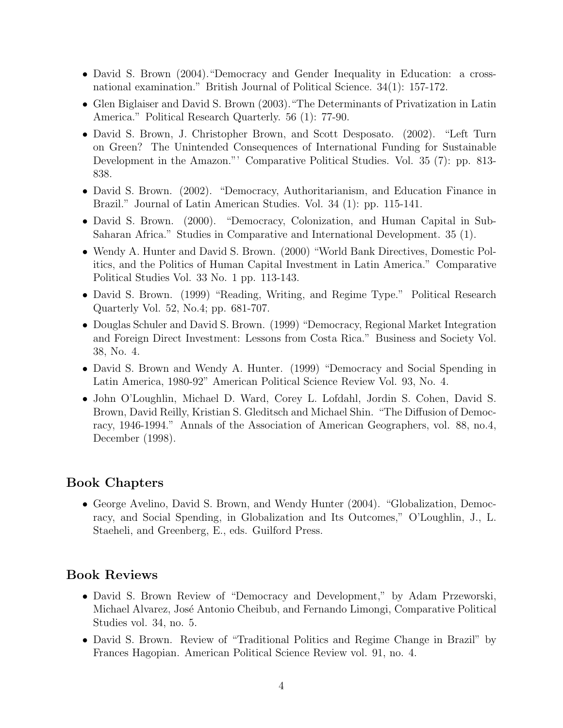- David S. Brown (2004). "Democracy and Gender Inequality in Education: a cross-national examination." British Journal of Political Science. 34(1): 157-172.
- Glen Biglaiser and David S. Brown (2003). "The Determinants of Privatization in Latin America." Political Research Quarterly. 56 (1): 77-90.
- David S. Brown, J. Christopher Brown, and Scott Desposato. (2002). "Left Turn on Green? The Unintended Consequences of International Funding for Sustainable Development in the Amazon."' Comparative Political Studies. Vol. 35 (7): pp. 813-838.
- David S. Brown. (2002). "Democracy, Authoritarianism, and Education Finance in Brazil." Journal of Latin American Studies. Vol. 34 (1): pp. 115-141.
- David S. Brown. (2000). "Democracy, Colonization, and Human Capital in Sub-Saharan Africa." Studies in Comparative and International Development. 35 (1).
- Wendy A. Hunter and David S. Brown. (2000) "World Bank Directives, Domestic Politics, and the Politics of Human Capital Investment in Latin America." Comparative Political Studies Vol. 33 No. 1 pp. 113-143.
- David S. Brown. (1999) "Reading, Writing, and Regime Type." Political Research Quarterly Vol. 52, No.4; pp. 681-707.
- Douglas Schuler and David S. Brown. (1999) "Democracy, Regional Market Integration and Foreign Direct Investment: Lessons from Costa Rica." Business and Society Vol. 38, No. 4.
- David S. Brown and Wendy A. Hunter. (1999) "Democracy and Social Spending in Latin America, 1980-92" American Political Science Review Vol. 93, No. 4.
- John O'Loughlin, Michael D. Ward, Corey L. Lofdahl, Jordin S. Cohen, David S. Brown, David Reilly, Kristian S. Gleditsch and Michael Shin. "The Diffusion of Democracy, 1946-1994." Annals of the Association of American Geographers, vol. 88, no.4, December (1998).

## Book Chapters

- George Avelino, David S. Brown, and Wendy Hunter (2004). "Globalization, Democracy, and Social Spending, in Globalization and Its Outcomes," O'Loughlin, J., L. Staeheli, and Greenberg, E., eds. Guilford Press.

## Book Reviews

- David S. Brown Review of "Democracy and Development," by Adam Przeworski, Michael Alvarez, José Antonio Cheibub, and Fernando Limongi, Comparative Political Studies vol. 34, no. 5.
- David S. Brown. Review of "Traditional Politics and Regime Change in Brazil" by Frances Hagopian. American Political Science Review vol. 91, no. 4.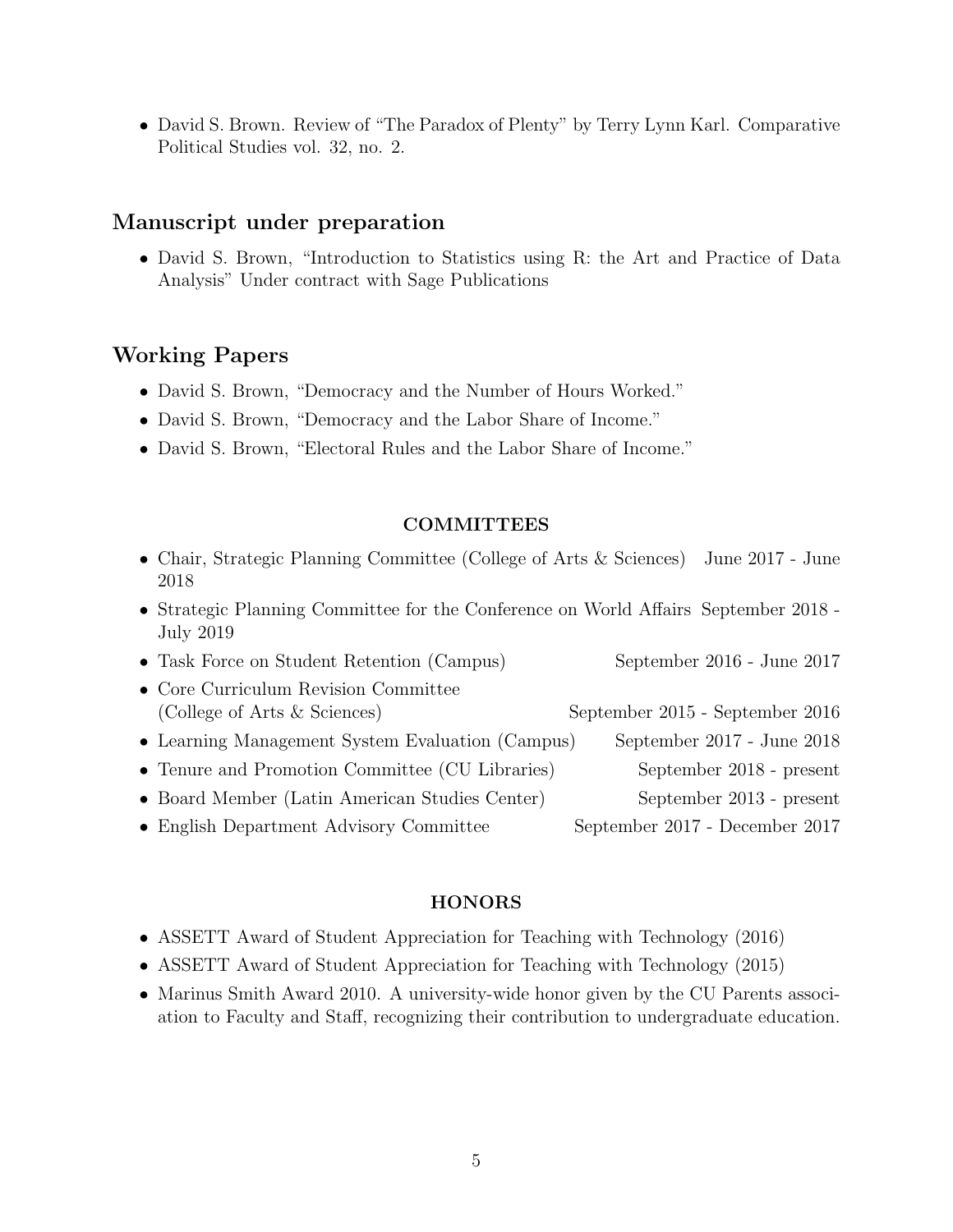- David S. Brown. Review of "The Paradox of Plenty" by Terry Lynn Karl. Comparative Political Studies vol. 32, no. 2.

## Manuscript under preparation

- David S. Brown, "Introduction to Statistics using R: the Art and Practice of Data Analysis" Under contract with Sage Publications

## Working Papers

- David S. Brown, "Democracy and the Number of Hours Worked."
- David S. Brown, "Democracy and the Labor Share of Income."
- David S. Brown, "Electoral Rules and the Labor Share of Income."

## COMMITTEES

- Chair, Strategic Planning Committee (College of Arts & Sciences) June 2017 - June 2018
- Strategic Planning Committee for the Conference on World Affairs September 2018 - July 2019
- Task Force on Student Retention (Campus) September 2016 - June 2017
- Core Curriculum Revision Committee (College of Arts & Sciences) September 2015 - September 2016
- Learning Management System Evaluation (Campus) September 2017 - June 2018
- Tenure and Promotion Committee (CU Libraries) September 2018 - present
- Board Member (Latin American Studies Center) September 2013 - present
- English Department Advisory Committee September 2017 - December 2017

## HONORS

- ASSETT Award of Student Appreciation for Teaching with Technology (2016)
- ASSETT Award of Student Appreciation for Teaching with Technology (2015)
- Marinus Smith Award 2010. A university-wide honor given by the CU Parents association to Faculty and Staff, recognizing their contribution to undergraduate education.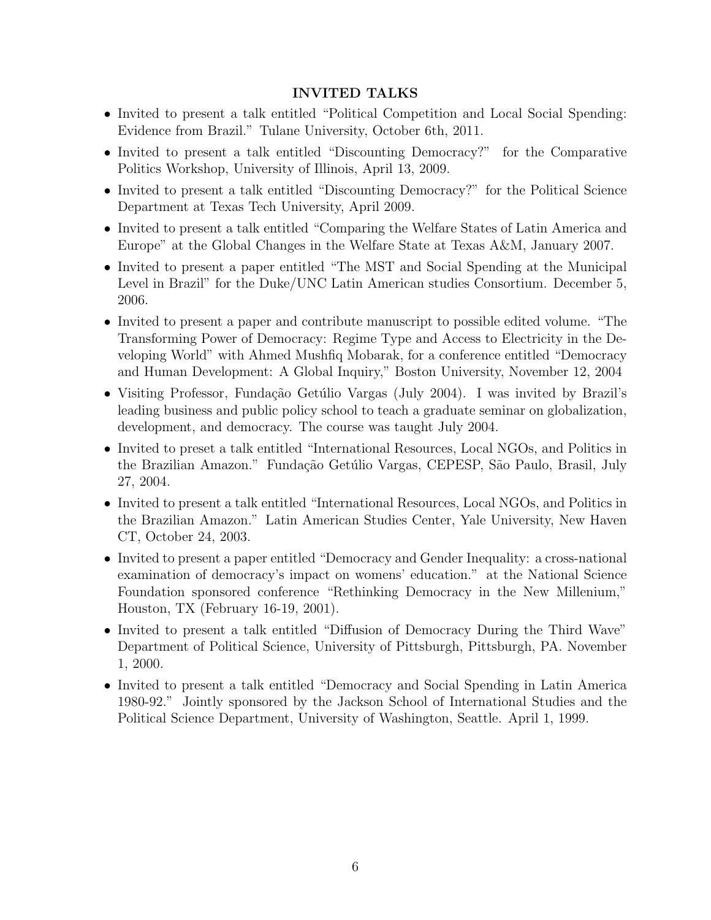## INVITED TALKS

- Invited to present a talk entitled "Political Competition and Local Social Spending: Evidence from Brazil." Tulane University, October 6th, 2011.
- Invited to present a talk entitled "Discounting Democracy?" for the Comparative Politics Workshop, University of Illinois, April 13, 2009.
- Invited to present a talk entitled "Discounting Democracy?" for the Political Science Department at Texas Tech University, April 2009.
- Invited to present a talk entitled "Comparing the Welfare States of Latin America and Europe" at the Global Changes in the Welfare State at Texas A&M, January 2007.
- Invited to present a paper entitled "The MST and Social Spending at the Municipal Level in Brazil" for the Duke/UNC Latin American studies Consortium. December 5, 2006.
- Invited to present a paper and contribute manuscript to possible edited volume. "The Transforming Power of Democracy: Regime Type and Access to Electricity in the Developing World" with Ahmed Mushfiq Mobarak, for a conference entitled "Democracy and Human Development: A Global Inquiry," Boston University, November 12, 2004
- Visiting Professor, Fundação Getúlio Vargas (July 2004). I was invited by Brazil's leading business and public policy school to teach a graduate seminar on globalization, development, and democracy. The course was taught July 2004.
- Invited to preset a talk entitled "International Resources, Local NGOs, and Politics in the Brazilian Amazon." Fundação Getúlio Vargas, CEPESP, São Paulo, Brasil, July 27, 2004.
- Invited to present a talk entitled "International Resources, Local NGOs, and Politics in the Brazilian Amazon." Latin American Studies Center, Yale University, New Haven CT, October 24, 2003.
- Invited to present a paper entitled "Democracy and Gender Inequality: a cross-national examination of democracy's impact on womens' education." at the National Science Foundation sponsored conference "Rethinking Democracy in the New Millenium," Houston, TX (February 16-19, 2001).
- Invited to present a talk entitled "Diffusion of Democracy During the Third Wave" Department of Political Science, University of Pittsburgh, Pittsburgh, PA. November 1, 2000.
- Invited to present a talk entitled "Democracy and Social Spending in Latin America 1980-92." Jointly sponsored by the Jackson School of International Studies and the Political Science Department, University of Washington, Seattle. April 1, 1999.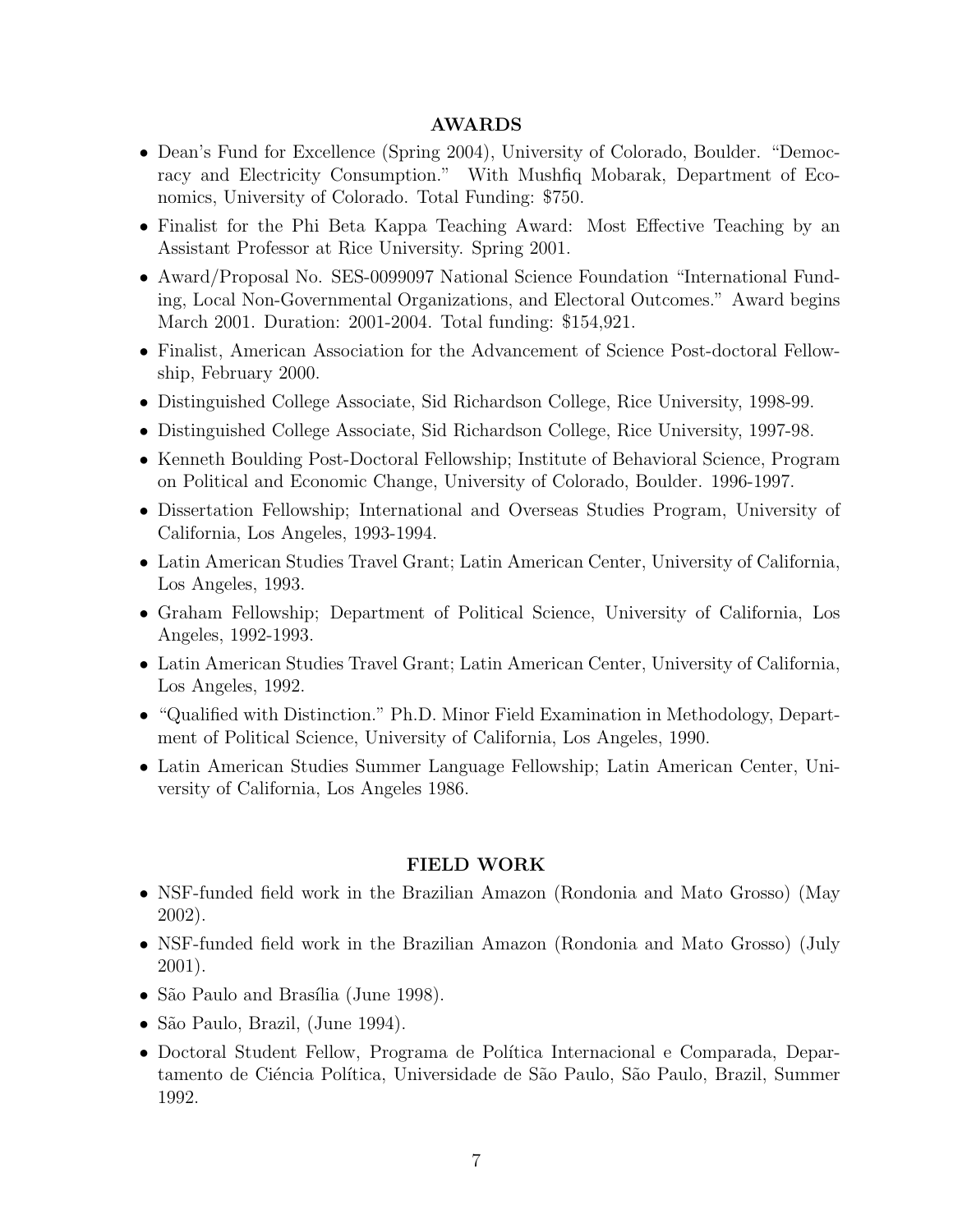## AWARDS

- Dean's Fund for Excellence (Spring 2004), University of Colorado, Boulder. "Democracy and Electricity Consumption." With Mushfiq Mobarak, Department of Economics, University of Colorado. Total Funding: $750.
- Finalist for the Phi Beta Kappa Teaching Award: Most Effective Teaching by an Assistant Professor at Rice University. Spring 2001.
- Award/Proposal No. SES-0099097 National Science Foundation "International Funding, Local Non-Governmental Organizations, and Electoral Outcomes." Award begins March 2001. Duration: 2001-2004. Total funding: $154,921.
- Finalist, American Association for the Advancement of Science Post-doctoral Fellowship, February 2000.
- Distinguished College Associate, Sid Richardson College, Rice University, 1998-99.
- Distinguished College Associate, Sid Richardson College, Rice University, 1997-98.
- Kenneth Boulding Post-Doctoral Fellowship; Institute of Behavioral Science, Program on Political and Economic Change, University of Colorado, Boulder. 1996-1997.
- Dissertation Fellowship; International and Overseas Studies Program, University of California, Los Angeles, 1993-1994.
- Latin American Studies Travel Grant; Latin American Center, University of California, Los Angeles, 1993.
- Graham Fellowship; Department of Political Science, University of California, Los Angeles, 1992-1993.
- Latin American Studies Travel Grant; Latin American Center, University of California, Los Angeles, 1992.
- "Qualified with Distinction." Ph.D. Minor Field Examination in Methodology, Department of Political Science, University of California, Los Angeles, 1990.
- Latin American Studies Summer Language Fellowship; Latin American Center, University of California, Los Angeles 1986.

## FIELD WORK

- NSF-funded field work in the Brazilian Amazon (Rondonia and Mato Grosso) (May 2002).
- NSF-funded field work in the Brazilian Amazon (Rondonia and Mato Grosso) (July 2001).
- São Paulo and Brasília (June 1998).
- São Paulo, Brazil, (June 1994).
- Doctoral Student Fellow, Programa de Política Internacional e Comparada, Departamento de Ciéncia Política, Universidade de São Paulo, São Paulo, Brazil, Summer 1992.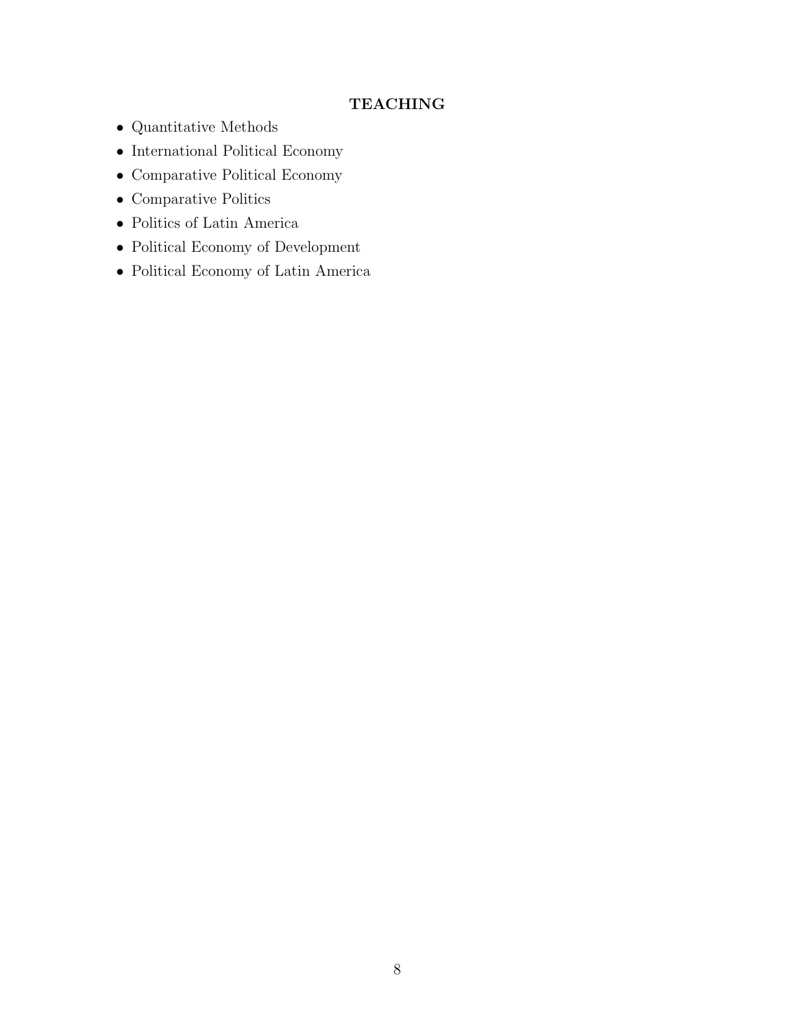## TEACHING

- Quantitative Methods
- International Political Economy
- Comparative Political Economy
- Comparative Politics
- Politics of Latin America
- Political Economy of Development
- Political Economy of Latin America